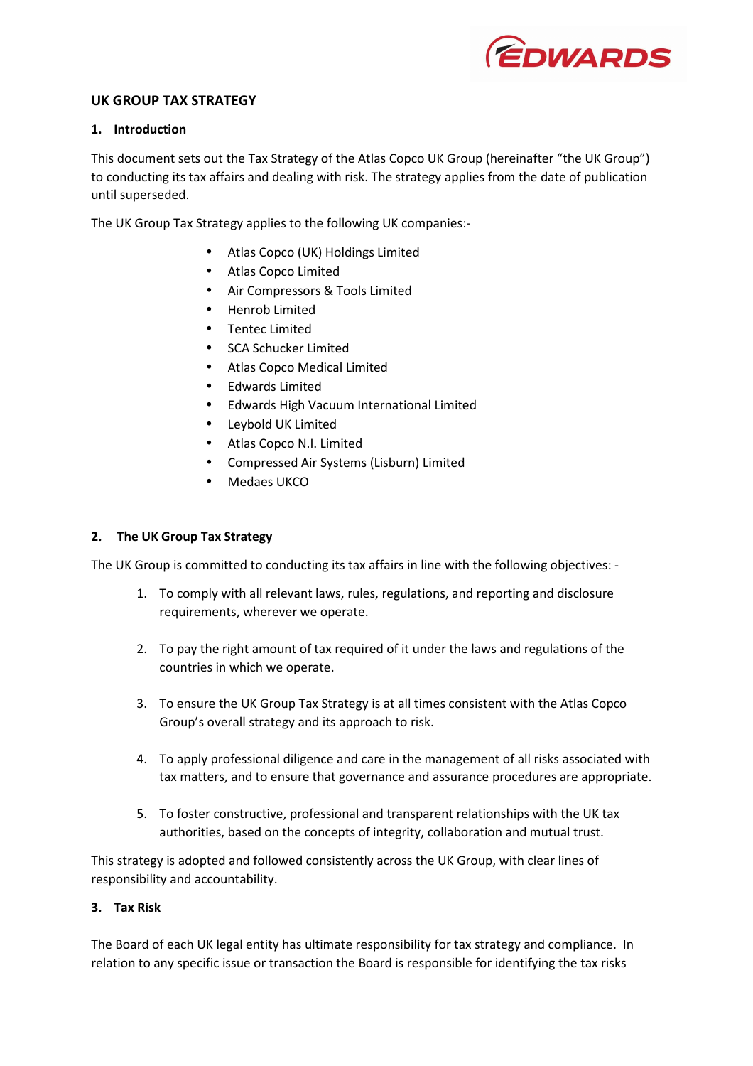# UK GROUP TAX STRATEGY

## 1. Introduction

This document sets out the Tax Strategy of the Atlas Copco UK Group (hereinafter "the UK Group") to conducting its tax affairs and dealing with risk. The strategy applies from the date of publication until superseded.

The UK Group Tax Strategy applies to the following UK companies:-

- Atlas Copco (UK) Holdings Limited
- Atlas Copco Limited
- Air Compressors & Tools Limited
- Henrob Limited
- Tentec Limited
- SCA Schucker Limited
- Atlas Copco Medical Limited
- Edwards Limited
- Edwards High Vacuum International Limited
- Leybold UK Limited
- Atlas Copco N.I. Limited
- Compressed Air Systems (Lisburn) Limited
- Medaes UKCO

## 2. The UK Group Tax Strategy

The UK Group is committed to conducting its tax affairs in line with the following objectives: -

1. To comply with all relevant laws, rules, regulations, and reporting and disclosure requirements, wherever we operate.

2. To pay the right amount of tax required of it under the laws and regulations of the countries in which we operate.

3. To ensure the UK Group Tax Strategy is at all times consistent with the Atlas Copco Group's overall strategy and its approach to risk.

4. To apply professional diligence and care in the management of all risks associated with tax matters, and to ensure that governance and assurance procedures are appropriate.

5. To foster constructive, professional and transparent relationships with the UK tax authorities, based on the concepts of integrity, collaboration and mutual trust.

This strategy is adopted and followed consistently across the UK Group, with clear lines of responsibility and accountability.

## 3. Tax Risk

The Board of each UK legal entity has ultimate responsibility for tax strategy and compliance. In relation to any specific issue or transaction the Board is responsible for identifying the tax risks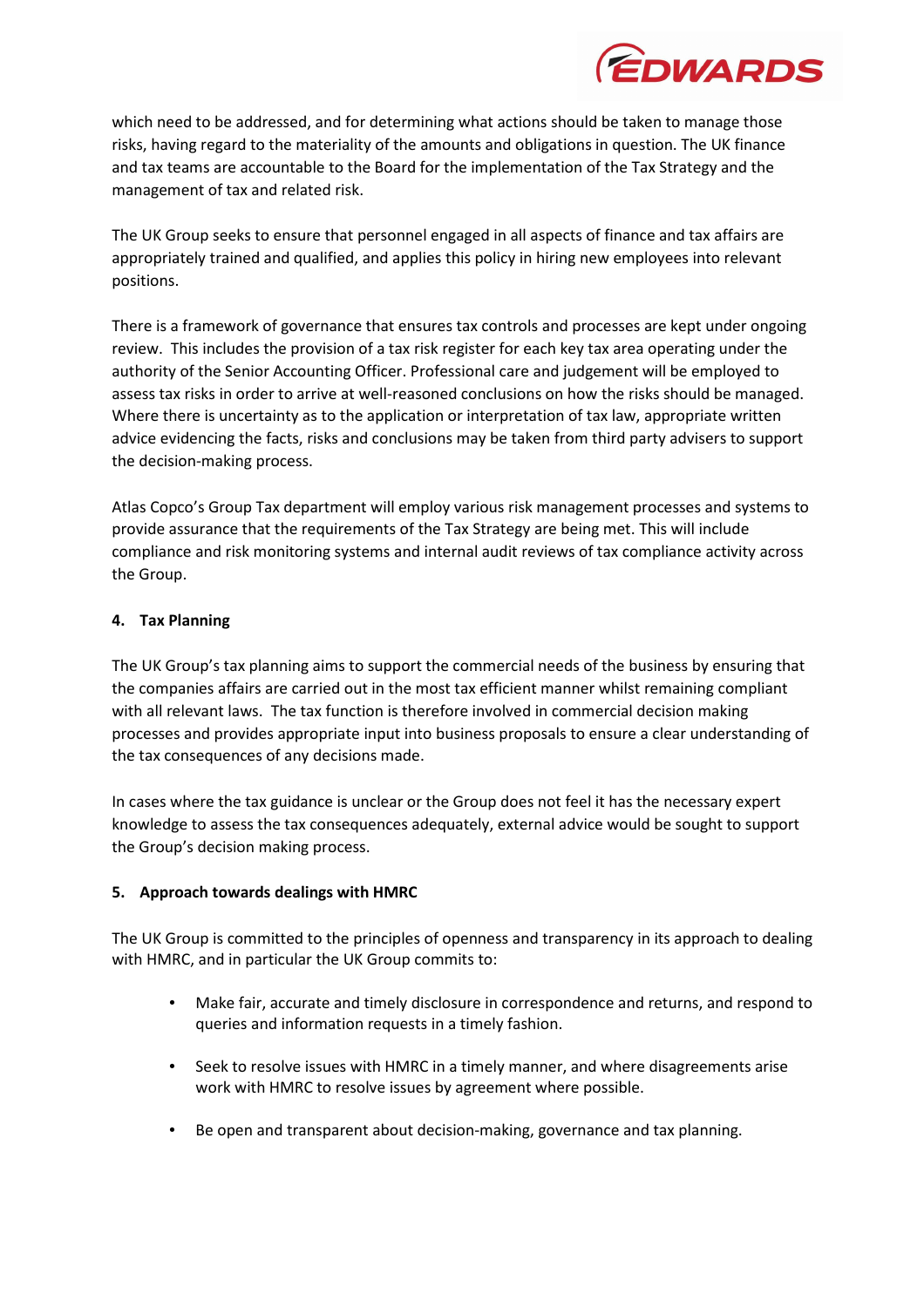which need to be addressed, and for determining what actions should be taken to manage those risks, having regard to the materiality of the amounts and obligations in question. The UK finance and tax teams are accountable to the Board for the implementation of the Tax Strategy and the management of tax and related risk.

The UK Group seeks to ensure that personnel engaged in all aspects of finance and tax affairs are appropriately trained and qualified, and applies this policy in hiring new employees into relevant positions.

There is a framework of governance that ensures tax controls and processes are kept under ongoing review. This includes the provision of a tax risk register for each key tax area operating under the authority of the Senior Accounting Officer. Professional care and judgement will be employed to assess tax risks in order to arrive at well-reasoned conclusions on how the risks should be managed. Where there is uncertainty as to the application or interpretation of tax law, appropriate written advice evidencing the facts, risks and conclusions may be taken from third party advisers to support the decision-making process.

Atlas Copco's Group Tax department will employ various risk management processes and systems to provide assurance that the requirements of the Tax Strategy are being met. This will include compliance and risk monitoring systems and internal audit reviews of tax compliance activity across the Group.

## 4. Tax Planning

The UK Group's tax planning aims to support the commercial needs of the business by ensuring that the companies affairs are carried out in the most tax efficient manner whilst remaining compliant with all relevant laws. The tax function is therefore involved in commercial decision making processes and provides appropriate input into business proposals to ensure a clear understanding of the tax consequences of any decisions made.

In cases where the tax guidance is unclear or the Group does not feel it has the necessary expert knowledge to assess the tax consequences adequately, external advice would be sought to support the Group's decision making process.

## 5. Approach towards dealings with HMRC

The UK Group is committed to the principles of openness and transparency in its approach to dealing with HMRC, and in particular the UK Group commits to:

- Make fair, accurate and timely disclosure in correspondence and returns, and respond to queries and information requests in a timely fashion.
- Seek to resolve issues with HMRC in a timely manner, and where disagreements arise work with HMRC to resolve issues by agreement where possible.
- Be open and transparent about decision-making, governance and tax planning.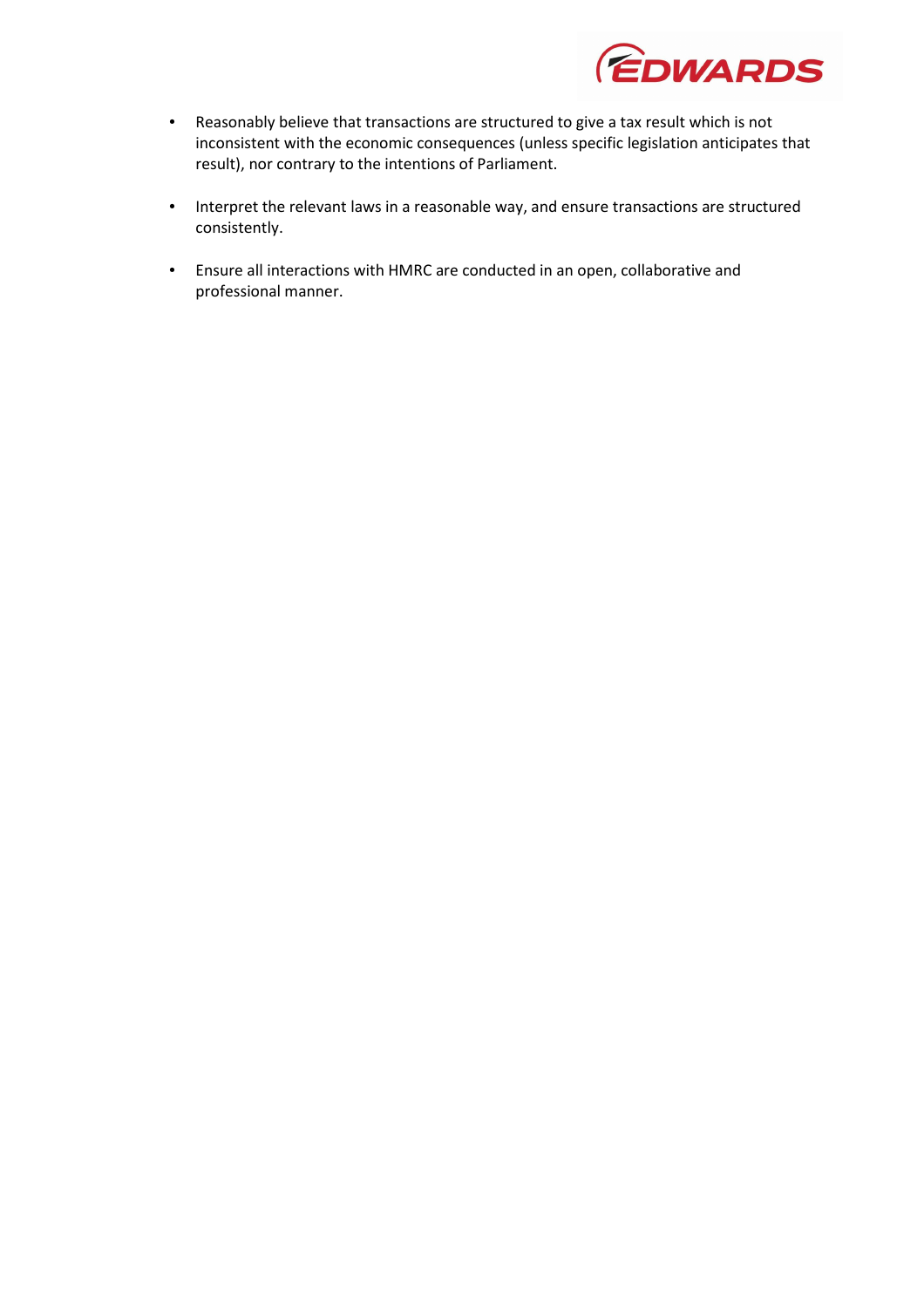- Reasonably believe that transactions are structured to give a tax result which is not inconsistent with the economic consequences (unless specific legislation anticipates that result), nor contrary to the intentions of Parliament.

- Interpret the relevant laws in a reasonable way, and ensure transactions are structured consistently.

- Ensure all interactions with HMRC are conducted in an open, collaborative and professional manner.